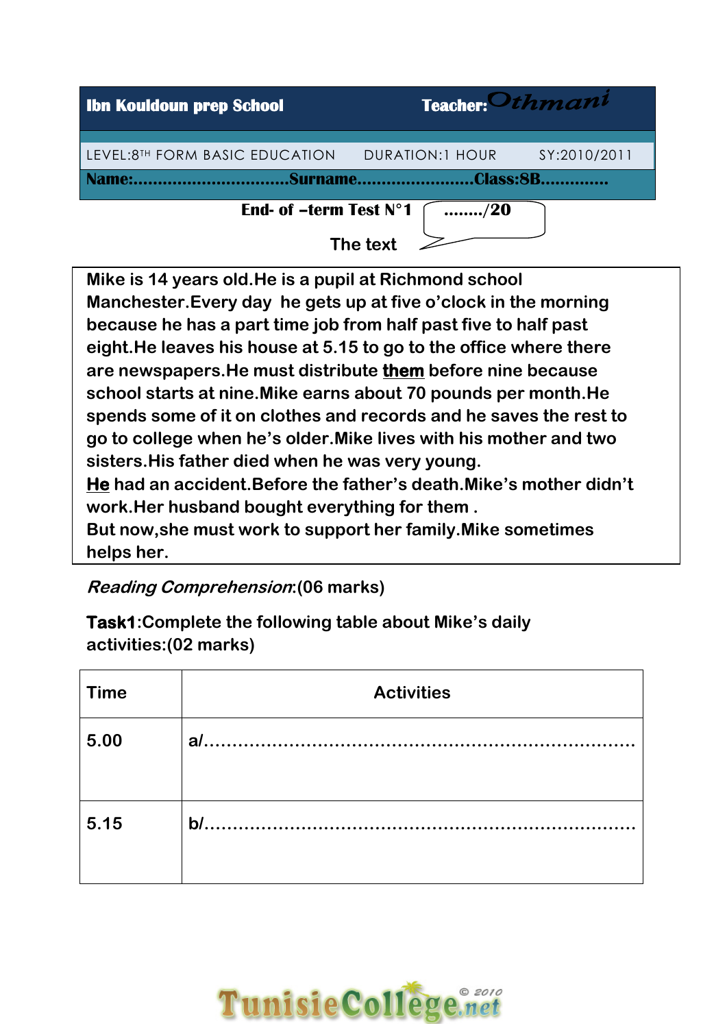| **Ibn Kouldoun prep School** | **Teacher:** Othmani |
|---|---|
| LEVEL:8TH FORM BASIC EDUCATION &nbsp;&nbsp; DURATION:1 HOUR &nbsp;&nbsp; SY:2010/2011 | |
| **Name:...............................Surname.......................Class:8B.............** | |

**End- of –term Test N°1** &nbsp;&nbsp; **......../20**

**The text**

Mike is 14 years old.He is a pupil at Richmond school Manchester.Every day he gets up at five o'clock in the morning because he has a part time job from half past five to half past eight.He leaves his house at 5.15 to go to the office where there are newspapers.He must distribute **them** before nine because school starts at nine.Mike earns about 70 pounds per month.He spends some of it on clothes and records and he saves the rest to go to college when he's older.Mike lives with his mother and two sisters.His father died when he was very young.
**He** had an accident.Before the father's death.Mike's mother didn't work.Her husband bought everything for them .
But now,she must work to support her family.Mike sometimes helps her.

*Reading Comprehension*:(06 marks)

**Task1**:Complete the following table about Mike's daily activities:(02 marks)

| Time | Activities |
|---|---|
| 5.00 | a/.......................................................................... |
| 5.15 | b/.......................................................................... |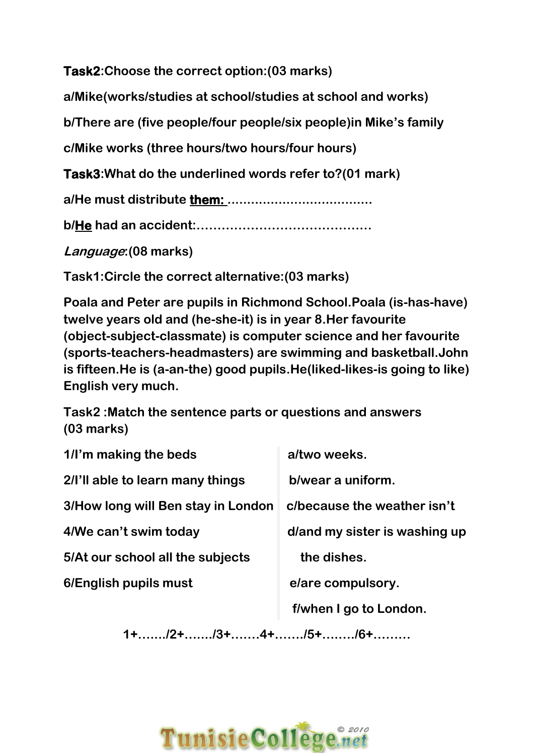**Task2**:Choose the correct option:(03 marks)

a/Mike(works/studies at school/studies at school and works)

b/There are (five people/four people/six people)in Mike's family

c/Mike works (three hours/two hours/four hours)

**Task3**:What do the underlined words refer to?(01 mark)

a/He must distribute **them:** ....................................

b/**He** had an accident:..........................................

*Language*:(08 marks)

Task1:Circle the correct alternative:(03 marks)

Poala and Peter are pupils in Richmond School.Poala (is-has-have) twelve years old and (he-she-it) is in year 8.Her favourite (object-subject-classmate) is computer science and her favourite (sports-teachers-headmasters) are swimming and basketball.John is fifteen.He is (a-an-the) good pupils.He(liked-likes-is going to like) English very much.

Task2 :Match the sentence parts or questions and answers (03 marks)

| | |
|---|---|
| 1/I'm making the beds | a/two weeks. |
| 2/I'll able to learn many things | b/wear a uniform. |
| 3/How long will Ben stay in London | c/because the weather isn't |
| 4/We can't swim today | d/and my sister is washing up the dishes. |
| 5/At our school all the subjects | e/are compulsory. |
| 6/English pupils must | f/when I go to London. |

1+......./2+......./3+.......4+......./5+......../6+.........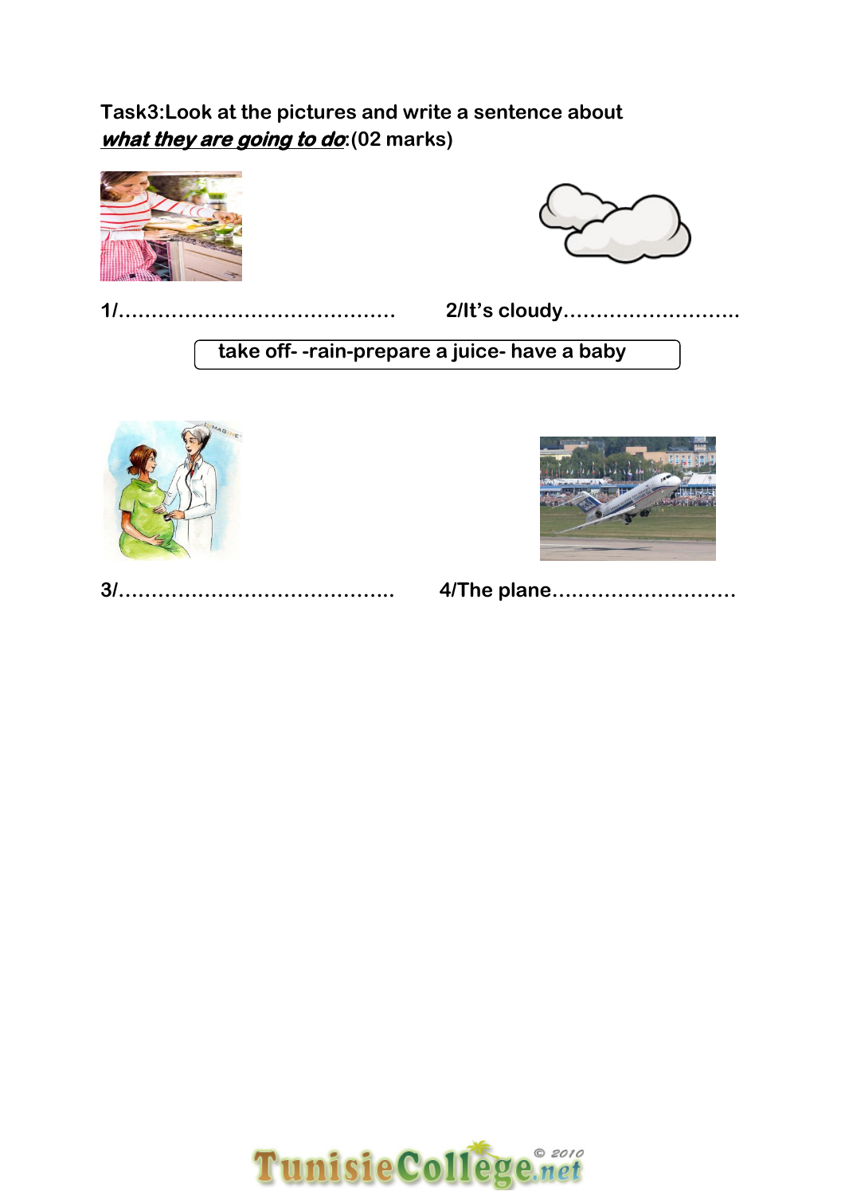**Task3:Look at the pictures and write a sentence about *what they are going to do*:(02 marks)**

**1/……………………………………　　2/It's cloudy………………………..**

| take off- -rain-prepare a juice- have a baby |
|---|

**3/…………………………………….　　4/The plane………………………**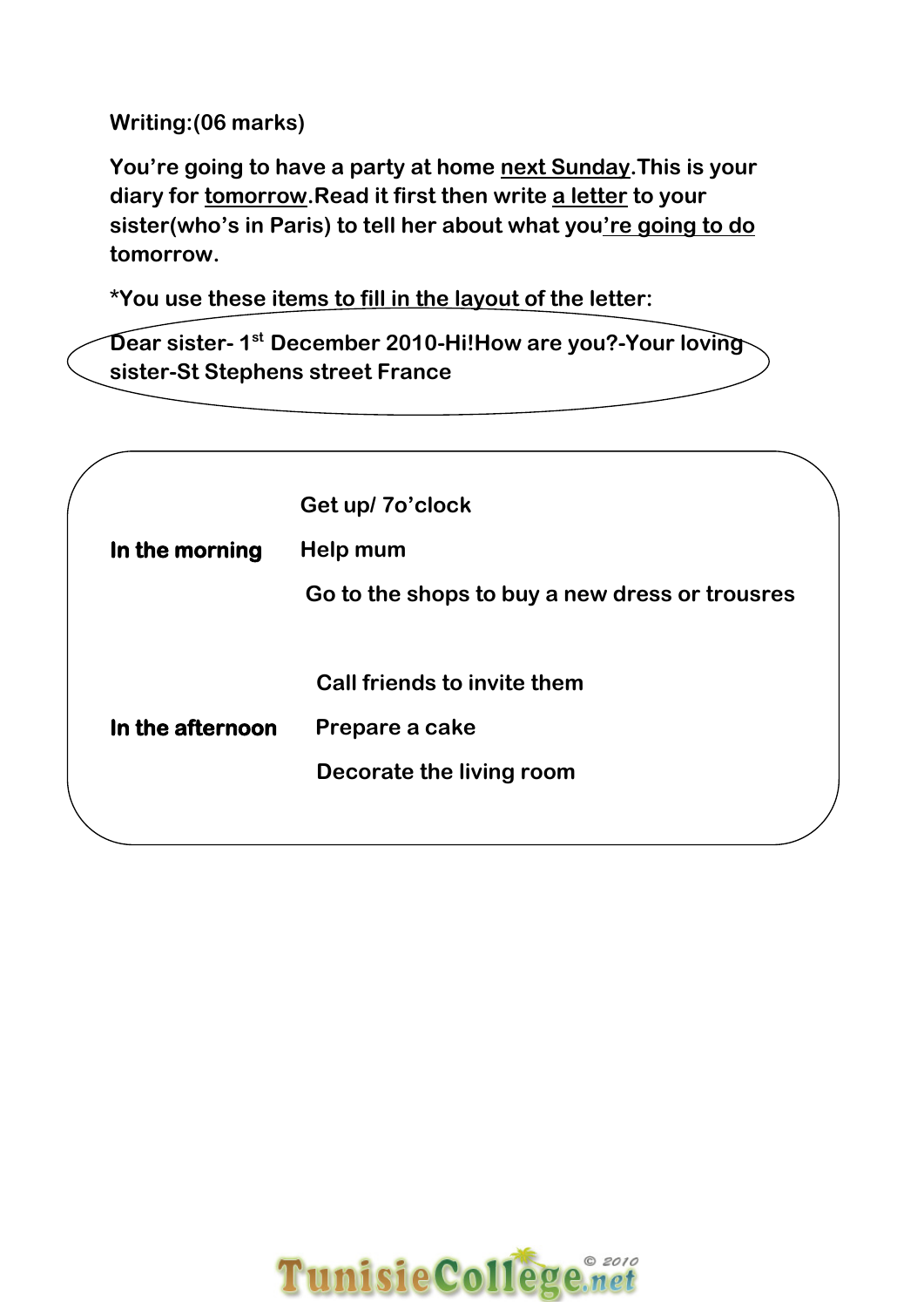**Writing:(06 marks)**

**You're going to have a party at home <u>next Sunday</u>.This is your diary for <u>tomorrow</u>.Read it first then write <u>a letter</u> to your sister(who's in Paris) to tell her about what you<u>'re going to do</u> tomorrow.**

***You use these items to fill in the layout of the letter:**

**Dear sister- 1st December 2010-Hi!How are you?-Your loving sister-St Stephens street France**

| | |
|---|---|
| | Get up/ 7o'clock |
| **In the morning** | Help mum |
| | Go to the shops to buy a new dress or trousres |
| | Call friends to invite them |
| **In the afternoon** | Prepare a cake |
| | Decorate the living room |